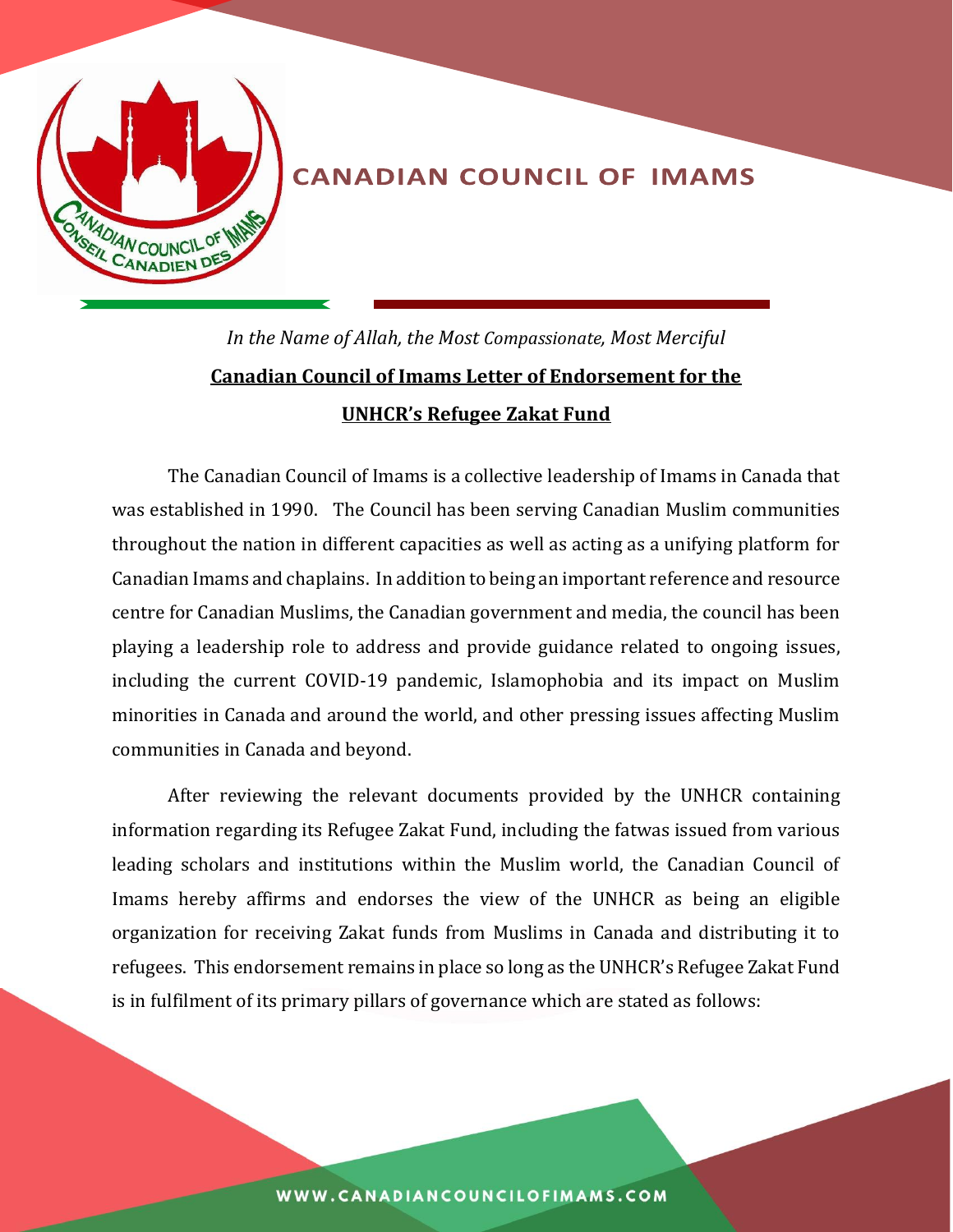# CANADIAN COUNCIL OF IMAMS

*In the Name of Allah, the Most Compassionate, Most Merciful*

## **Canadian Council of Imams Letter of Endorsement for the UNHCR's Refugee Zakat Fund**

The Canadian Council of Imams is a collective leadership of Imams in Canada that was established in 1990. The Council has been serving Canadian Muslim communities throughout the nation in different capacities as well as acting as a unifying platform for Canadian Imams and chaplains. In addition to being an important reference and resource centre for Canadian Muslims, the Canadian government and media, the council has been playing a leadership role to address and provide guidance related to ongoing issues, including the current COVID-19 pandemic, Islamophobia and its impact on Muslim minorities in Canada and around the world, and other pressing issues affecting Muslim communities in Canada and beyond.

After reviewing the relevant documents provided by the UNHCR containing information regarding its Refugee Zakat Fund, including the fatwas issued from various leading scholars and institutions within the Muslim world, the Canadian Council of Imams hereby affirms and endorses the view of the UNHCR as being an eligible organization for receiving Zakat funds from Muslims in Canada and distributing it to refugees. This endorsement remains in place so long as the UNHCR's Refugee Zakat Fund is in fulfilment of its primary pillars of governance which are stated as follows: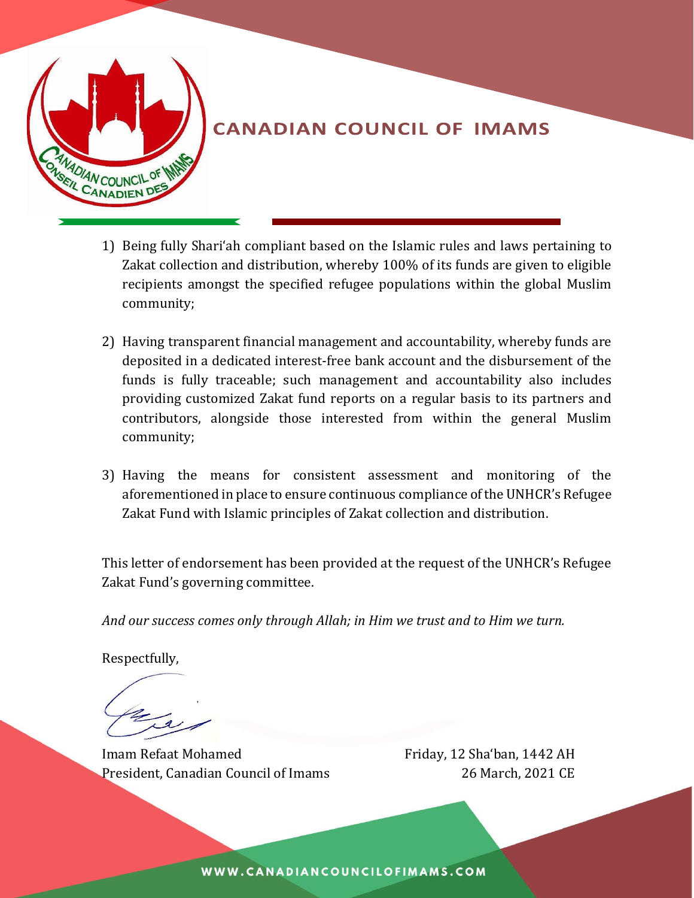# CANADIAN COUNCIL OF IMAMS

1) Being fully Shari'ah compliant based on the Islamic rules and laws pertaining to Zakat collection and distribution, whereby 100% of its funds are given to eligible recipients amongst the specified refugee populations within the global Muslim community;

2) Having transparent financial management and accountability, whereby funds are deposited in a dedicated interest-free bank account and the disbursement of the funds is fully traceable; such management and accountability also includes providing customized Zakat fund reports on a regular basis to its partners and contributors, alongside those interested from within the general Muslim community;

3) Having the means for consistent assessment and monitoring of the aforementioned in place to ensure continuous compliance of the UNHCR's Refugee Zakat Fund with Islamic principles of Zakat collection and distribution.

This letter of endorsement has been provided at the request of the UNHCR's Refugee Zakat Fund's governing committee.

*And our success comes only through Allah; in Him we trust and to Him we turn.*

Respectfully,

Imam Refaat Mohamed
President, Canadian Council of Imams

Friday, 12 Sha'ban, 1442 AH
26 March, 2021 CE

WWW.CANADIANCOUNCILOFIMAMS.COM